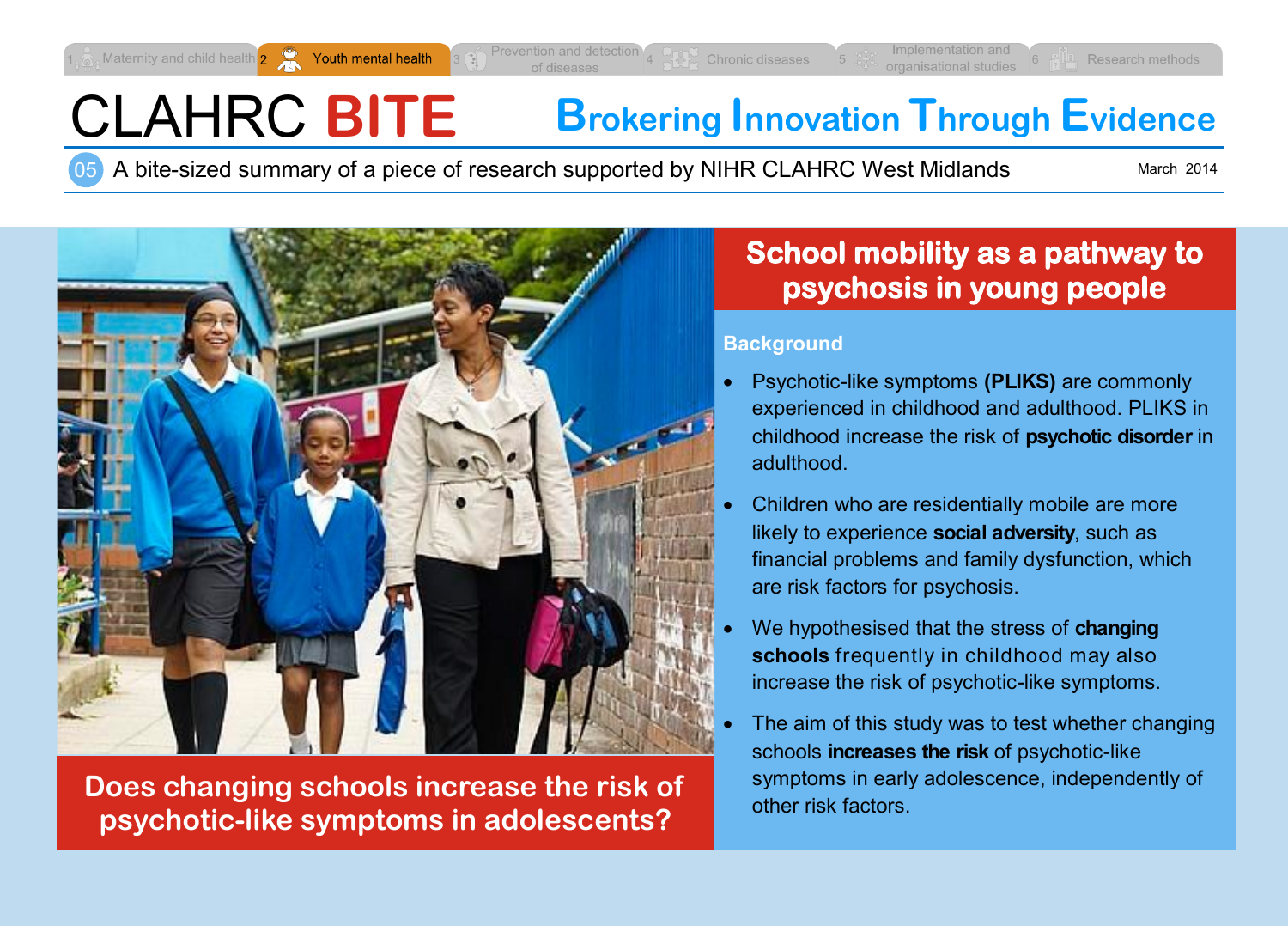1 Maternity and child health | 2 Youth mental health | 3 Prevention and detection of diseases | 4 Chronic diseases | 5 Implementation and organisational studies | 6 Research methods

# CLAHRC BITE

**Brokering Innovation Through Evidence**

05 A bite-sized summary of a piece of research supported by NIHR CLAHRC West Midlands

March 2014

**Does changing schools increase the risk of psychotic-like symptoms in adolescents?**

## School mobility as a pathway to psychosis in young people

### Background

- Psychotic-like symptoms **(PLIKS)** are commonly experienced in childhood and adulthood. PLIKS in childhood increase the risk of **psychotic disorder** in adulthood.
- Children who are residentially mobile are more likely to experience **social adversity**, such as financial problems and family dysfunction, which are risk factors for psychosis.
- We hypothesised that the stress of **changing schools** frequently in childhood may also increase the risk of psychotic-like symptoms.
- The aim of this study was to test whether changing schools **increases the risk** of psychotic-like symptoms in early adolescence, independently of other risk factors.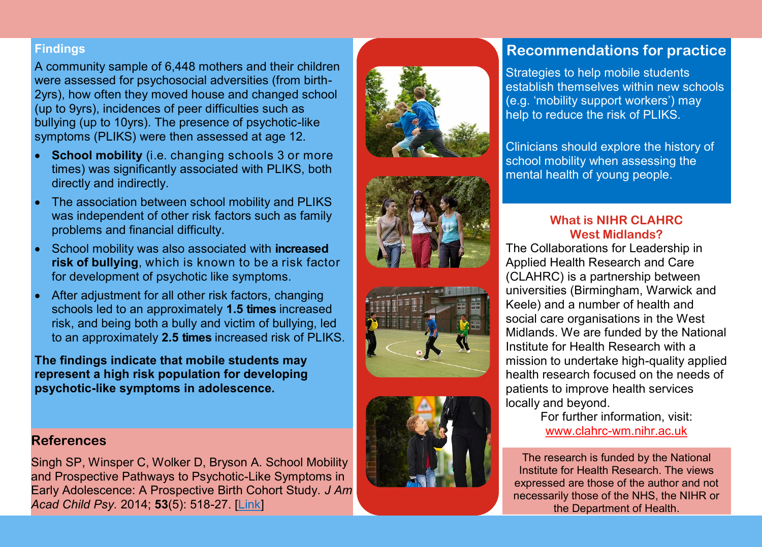## Findings

A community sample of 6,448 mothers and their children were assessed for psychosocial adversities (from birth-2yrs), how often they moved house and changed school (up to 9yrs), incidences of peer difficulties such as bullying (up to 10yrs). The presence of psychotic-like symptoms (PLIKS) were then assessed at age 12.

- **School mobility** (i.e. changing schools 3 or more times) was significantly associated with PLIKS, both directly and indirectly.
- The association between school mobility and PLIKS was independent of other risk factors such as family problems and financial difficulty.
- School mobility was also associated with **increased risk of bullying**, which is known to be a risk factor for development of psychotic like symptoms.
- After adjustment for all other risk factors, changing schools led to an approximately **1.5 times** increased risk, and being both a bully and victim of bullying, led to an approximately **2.5 times** increased risk of PLIKS.

**The findings indicate that mobile students may represent a high risk population for developing psychotic-like symptoms in adolescence.**

## References

Singh SP, Winsper C, Wolker D, Bryson A. School Mobility and Prospective Pathways to Psychotic-Like Symptoms in Early Adolescence: A Prospective Birth Cohort Study. *J Am Acad Child Psy*. 2014; **53**(5): 518-27. [Link]

## Recommendations for practice

Strategies to help mobile students establish themselves within new schools (e.g. 'mobility support workers') may help to reduce the risk of PLIKS.

Clinicians should explore the history of school mobility when assessing the mental health of young people.

### What is NIHR CLAHRC West Midlands?

The Collaborations for Leadership in Applied Health Research and Care (CLAHRC) is a partnership between universities (Birmingham, Warwick and Keele) and a number of health and social care organisations in the West Midlands. We are funded by the National Institute for Health Research with a mission to undertake high-quality applied health research focused on the needs of patients to improve health services locally and beyond.

For further information, visit: www.clahrc-wm.nihr.ac.uk

The research is funded by the National Institute for Health Research. The views expressed are those of the author and not necessarily those of the NHS, the NIHR or the Department of Health.